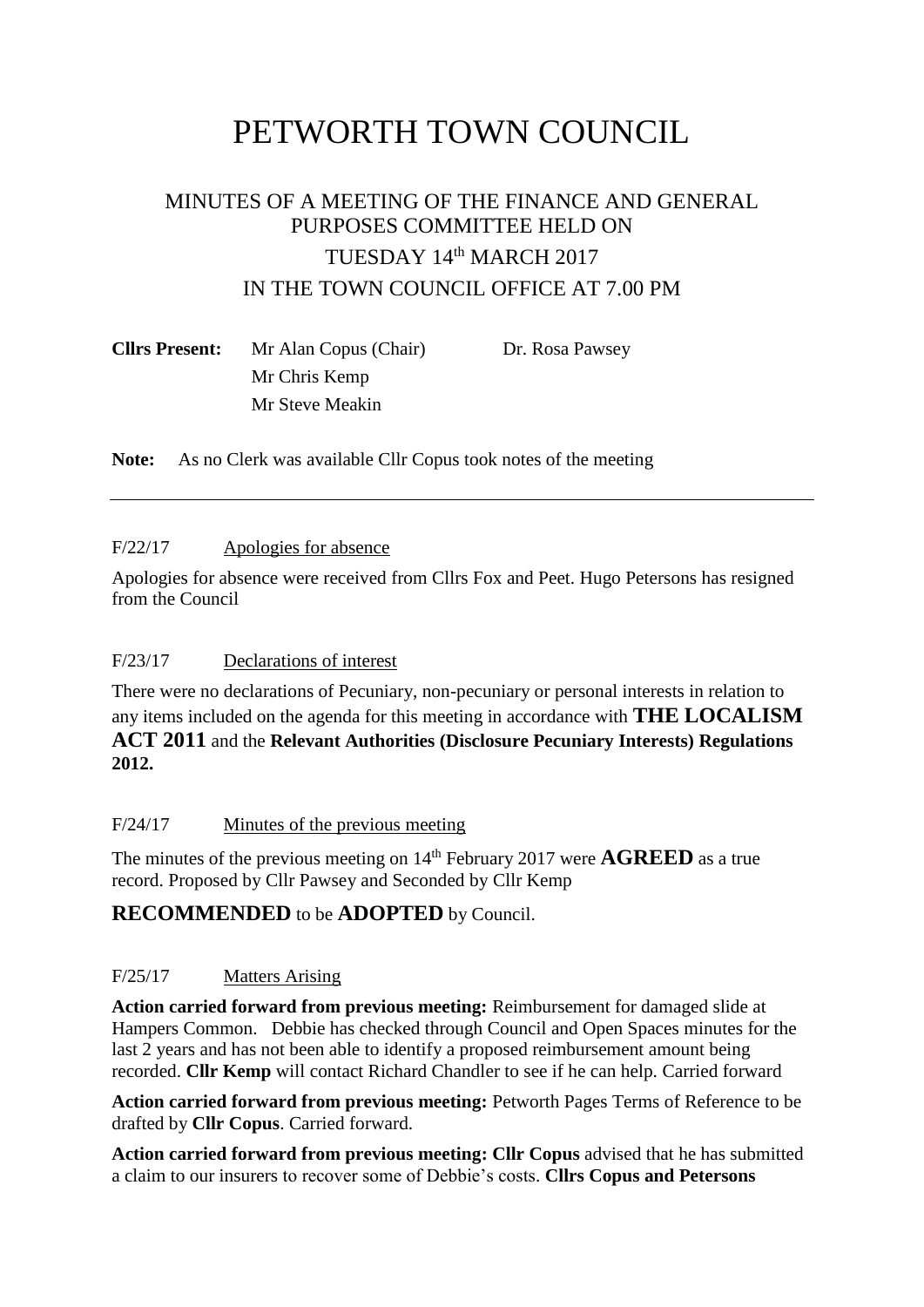# PETWORTH TOWN COUNCIL

## MINUTES OF A MEETING OF THE FINANCE AND GENERAL PURPOSES COMMITTEE HELD ON TUESDAY 14th MARCH 2017 IN THE TOWN COUNCIL OFFICE AT 7.00 PM

**Cllrs Present:** Mr Alan Copus (Chair)
Mr Chris Kemp
Mr Steve Meakin
Dr. Rosa Pawsey

**Note:** As no Clerk was available Cllr Copus took notes of the meeting

---

F/22/17 Apologies for absence

Apologies for absence were received from Cllrs Fox and Peet. Hugo Petersons has resigned from the Council

F/23/17 Declarations of interest

There were no declarations of Pecuniary, non-pecuniary or personal interests in relation to any items included on the agenda for this meeting in accordance with **THE LOCALISM ACT 2011** and the **Relevant Authorities (Disclosure Pecuniary Interests) Regulations 2012.**

F/24/17 Minutes of the previous meeting

The minutes of the previous meeting on 14th February 2017 were **AGREED** as a true record. Proposed by Cllr Pawsey and Seconded by Cllr Kemp

**RECOMMENDED** to be **ADOPTED** by Council.

F/25/17 Matters Arising

**Action carried forward from previous meeting:** Reimbursement for damaged slide at Hampers Common. Debbie has checked through Council and Open Spaces minutes for the last 2 years and has not been able to identify a proposed reimbursement amount being recorded. **Cllr Kemp** will contact Richard Chandler to see if he can help. Carried forward

**Action carried forward from previous meeting:** Petworth Pages Terms of Reference to be drafted by **Cllr Copus**. Carried forward.

**Action carried forward from previous meeting: Cllr Copus** advised that he has submitted a claim to our insurers to recover some of Debbie's costs. **Cllrs Copus and Petersons**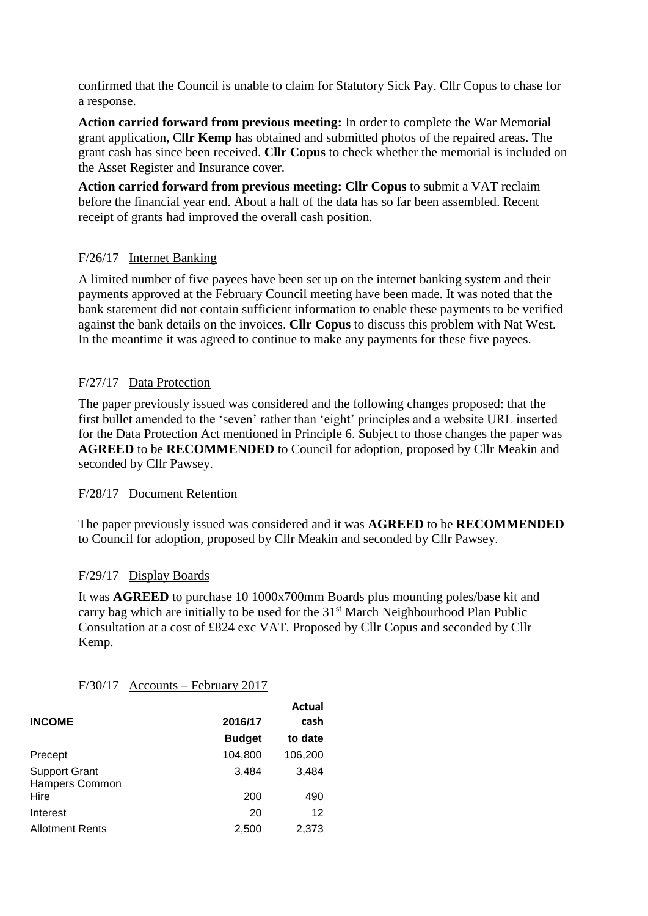confirmed that the Council is unable to claim for Statutory Sick Pay. Cllr Copus to chase for a response.

**Action carried forward from previous meeting:** In order to complete the War Memorial grant application, C**llr Kemp** has obtained and submitted photos of the repaired areas. The grant cash has since been received. **Cllr Copus** to check whether the memorial is included on the Asset Register and Insurance cover.

**Action carried forward from previous meeting: Cllr Copus** to submit a VAT reclaim before the financial year end. About a half of the data has so far been assembled. Recent receipt of grants had improved the overall cash position.

F/26/17 Internet Banking

A limited number of five payees have been set up on the internet banking system and their payments approved at the February Council meeting have been made. It was noted that the bank statement did not contain sufficient information to enable these payments to be verified against the bank details on the invoices. **Cllr Copus** to discuss this problem with Nat West. In the meantime it was agreed to continue to make any payments for these five payees.

F/27/17 Data Protection

The paper previously issued was considered and the following changes proposed: that the first bullet amended to the 'seven' rather than 'eight' principles and a website URL inserted for the Data Protection Act mentioned in Principle 6. Subject to those changes the paper was **AGREED** to be **RECOMMENDED** to Council for adoption, proposed by Cllr Meakin and seconded by Cllr Pawsey.

F/28/17 Document Retention

The paper previously issued was considered and it was **AGREED** to be **RECOMMENDED** to Council for adoption, proposed by Cllr Meakin and seconded by Cllr Pawsey.

F/29/17 Display Boards

It was **AGREED** to purchase 10 1000x700mm Boards plus mounting poles/base kit and carry bag which are initially to be used for the 31st March Neighbourhood Plan Public Consultation at a cost of £824 exc VAT. Proposed by Cllr Copus and seconded by Cllr Kemp.

F/30/17 Accounts – February 2017

| **INCOME** | **2016/17 Budget** | **Actual cash to date** |
|---|---|---|
| Precept | 104,800 | 106,200 |
| Support Grant | 3,484 | 3,484 |
| Hampers Common Hire | 200 | 490 |
| Interest | 20 | 12 |
| Allotment Rents | 2,500 | 2,373 |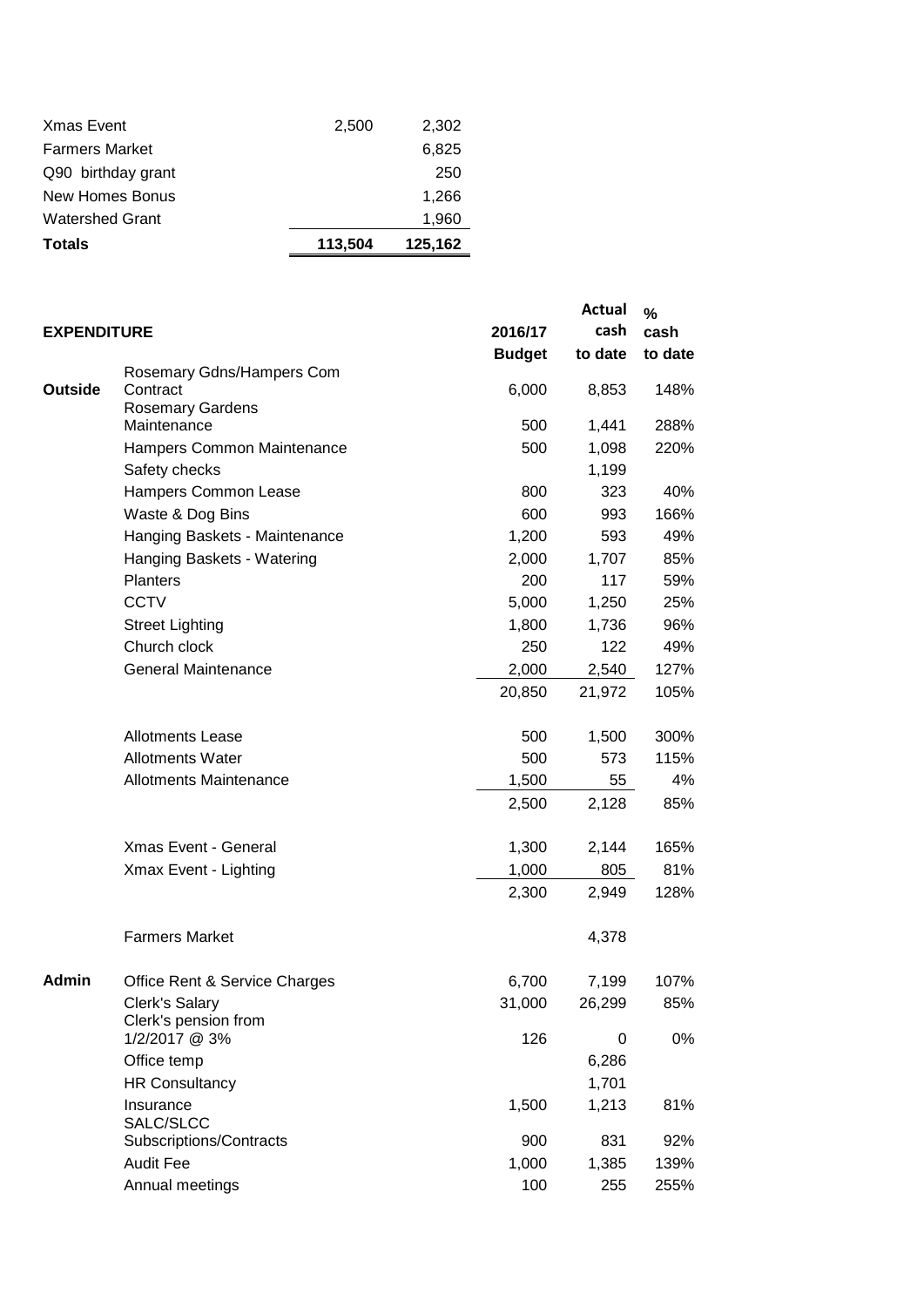| | | |
|---|---|---|
| Xmas Event | 2,500 | 2,302 |
| Farmers Market | | 6,825 |
| Q90 birthday grant | | 250 |
| New Homes Bonus | | 1,266 |
| Watershed Grant | | 1,960 |
| **Totals** | **113,504** | **125,162** |

| **EXPENDITURE** | | **2016/17 Budget** | **Actual cash to date** | **% cash to date** |
|---|---|---|---|---|
| **Outside** | Rosemary Gdns/Hampers Com Contract | 6,000 | 8,853 | 148% |
| | Rosemary Gardens Maintenance | 500 | 1,441 | 288% |
| | Hampers Common Maintenance | 500 | 1,098 | 220% |
| | Safety checks | | 1,199 | |
| | Hampers Common Lease | 800 | 323 | 40% |
| | Waste & Dog Bins | 600 | 993 | 166% |
| | Hanging Baskets - Maintenance | 1,200 | 593 | 49% |
| | Hanging Baskets - Watering | 2,000 | 1,707 | 85% |
| | Planters | 200 | 117 | 59% |
| | CCTV | 5,000 | 1,250 | 25% |
| | Street Lighting | 1,800 | 1,736 | 96% |
| | Church clock | 250 | 122 | 49% |
| | General Maintenance | 2,000 | 2,540 | 127% |
| | | 20,850 | 21,972 | 105% |
| | Allotments Lease | 500 | 1,500 | 300% |
| | Allotments Water | 500 | 573 | 115% |
| | Allotments Maintenance | 1,500 | 55 | 4% |
| | | 2,500 | 2,128 | 85% |
| | Xmas Event - General | 1,300 | 2,144 | 165% |
| | Xmax Event - Lighting | 1,000 | 805 | 81% |
| | | 2,300 | 2,949 | 128% |
| | Farmers Market | | 4,378 | |
| **Admin** | Office Rent & Service Charges | 6,700 | 7,199 | 107% |
| | Clerk's Salary | 31,000 | 26,299 | 85% |
| | Clerk's pension from 1/2/2017 @ 3% | 126 | 0 | 0% |
| | Office temp | | 6,286 | |
| | HR Consultancy | | 1,701 | |
| | Insurance | 1,500 | 1,213 | 81% |
| | SALC/SLCC Subscriptions/Contracts | 900 | 831 | 92% |
| | Audit Fee | 1,000 | 1,385 | 139% |
| | Annual meetings | 100 | 255 | 255% |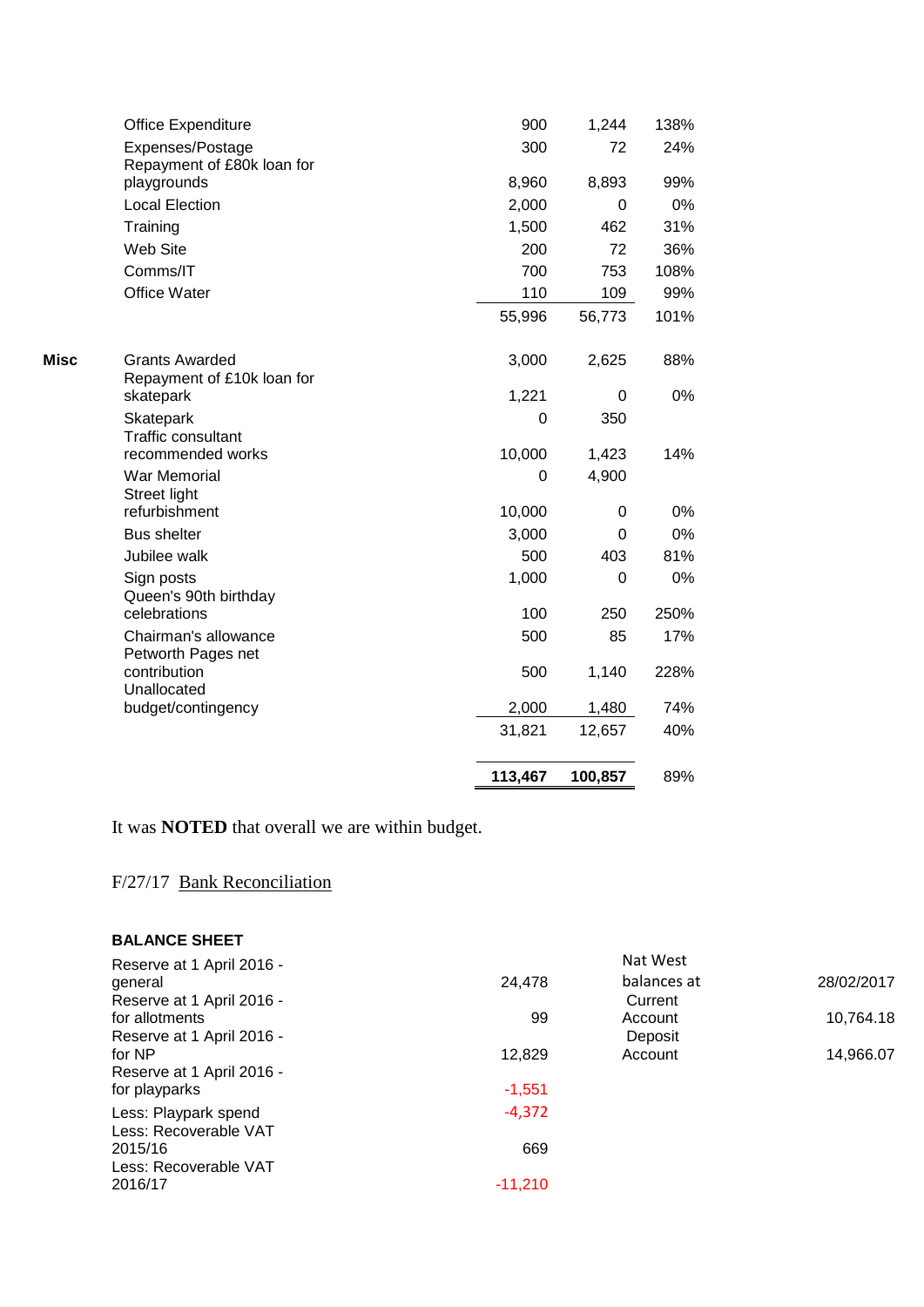| | | | | |
|---|---|---|---|---|
| | Office Expenditure | 900 | 1,244 | 138% |
| | Expenses/Postage | 300 | 72 | 24% |
| | Repayment of £80k loan for playgrounds | 8,960 | 8,893 | 99% |
| | Local Election | 2,000 | 0 | 0% |
| | Training | 1,500 | 462 | 31% |
| | Web Site | 200 | 72 | 36% |
| | Comms/IT | 700 | 753 | 108% |
| | Office Water | 110 | 109 | 99% |
| | | 55,996 | 56,773 | 101% |
| **Misc** | Grants Awarded | 3,000 | 2,625 | 88% |
| | Repayment of £10k loan for skatepark | 1,221 | 0 | 0% |
| | Skatepark | 0 | 350 | |
| | Traffic consultant recommended works | 10,000 | 1,423 | 14% |
| | War Memorial | 0 | 4,900 | |
| | Street light refurbishment | 10,000 | 0 | 0% |
| | Bus shelter | 3,000 | 0 | 0% |
| | Jubilee walk | 500 | 403 | 81% |
| | Sign posts | 1,000 | 0 | 0% |
| | Queen's 90th birthday celebrations | 100 | 250 | 250% |
| | Chairman's allowance | 500 | 85 | 17% |
| | Petworth Pages net contribution | 500 | 1,140 | 228% |
| | Unallocated budget/contingency | 2,000 | 1,480 | 74% |
| | | 31,821 | 12,657 | 40% |
| | | **113,467** | **100,857** | 89% |

It was **NOTED** that overall we are within budget.

F/27/17 Bank Reconciliation

**BALANCE SHEET**

| | | | |
|---|---|---|---|
| Reserve at 1 April 2016 - general | 24,478 | Nat West balances at | 28/02/2017 |
| Reserve at 1 April 2016 - for allotments | 99 | Current Account | 10,764.18 |
| Reserve at 1 April 2016 - for NP | 12,829 | Deposit Account | 14,966.07 |
| Reserve at 1 April 2016 - for playparks | -1,551 | | |
| Less: Playpark spend | -4,372 | | |
| Less: Recoverable VAT 2015/16 | 669 | | |
| Less: Recoverable VAT 2016/17 | -11,210 | | |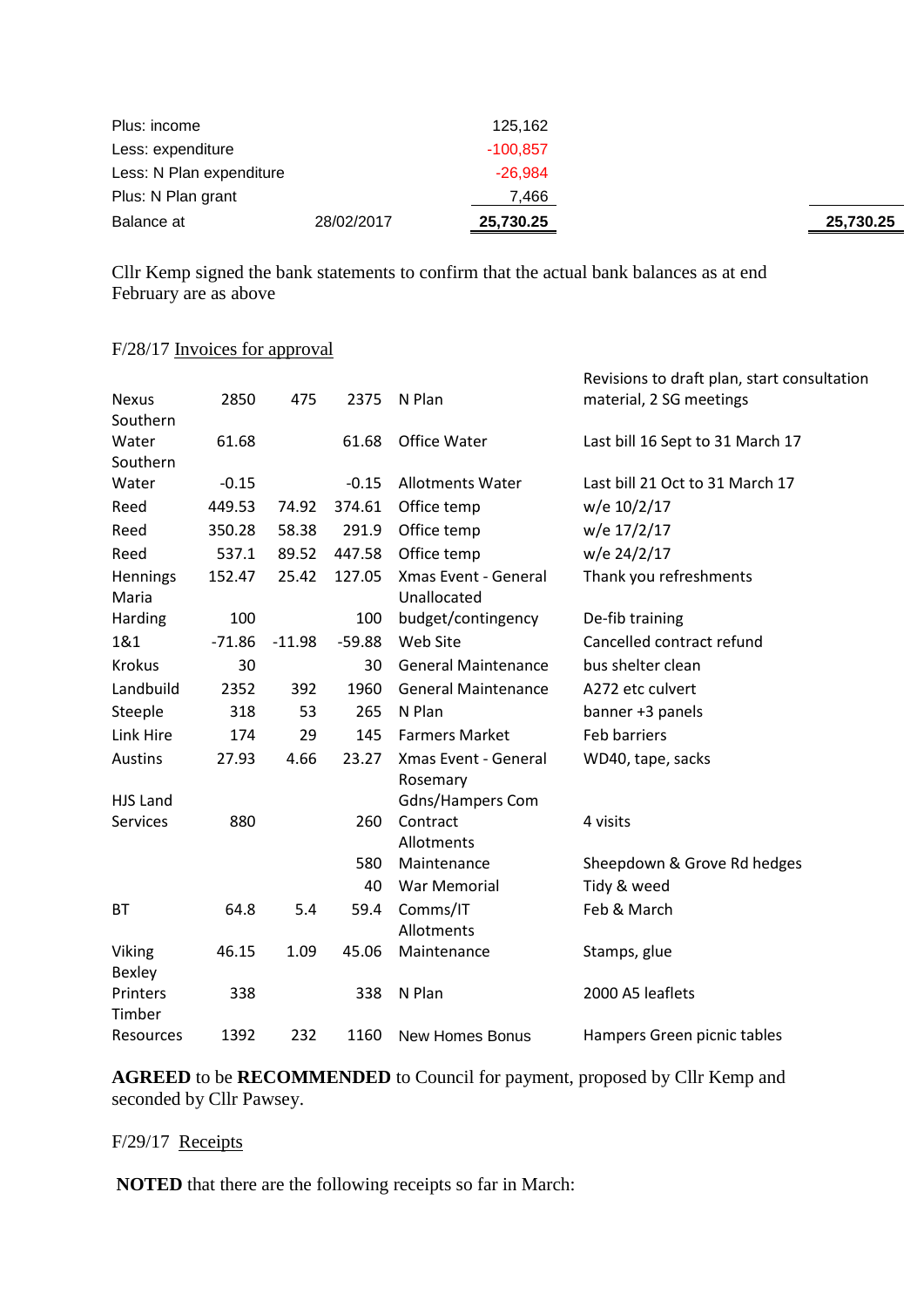| | | | |
|---|---|---|---|
| Plus: income | | 125,162 | |
| Less: expenditure | | -100,857 | |
| Less: N Plan expenditure | | -26,984 | |
| Plus: N Plan grant | | 7,466 | |
| Balance at | 28/02/2017 | **25,730.25** | **25,730.25** |

Cllr Kemp signed the bank statements to confirm that the actual bank balances as at end February are as above

F/28/17 Invoices for approval

| | | | | | |
|---|---|---|---|---|---|
| Nexus | 2850 | 475 | 2375 | N Plan | Revisions to draft plan, start consultation material, 2 SG meetings |
| Southern Water | 61.68 | | 61.68 | Office Water | Last bill 16 Sept to 31 March 17 |
| Southern Water | -0.15 | | -0.15 | Allotments Water | Last bill 21 Oct to 31 March 17 |
| Reed | 449.53 | 74.92 | 374.61 | Office temp | w/e 10/2/17 |
| Reed | 350.28 | 58.38 | 291.9 | Office temp | w/e 17/2/17 |
| Reed | 537.1 | 89.52 | 447.58 | Office temp | w/e 24/2/17 |
| Hennings | 152.47 | 25.42 | 127.05 | Xmas Event - General | Thank you refreshments |
| Maria Harding | 100 | | 100 | Unallocated budget/contingency | De-fib training |
| 1&1 | -71.86 | -11.98 | -59.88 | Web Site | Cancelled contract refund |
| Krokus | 30 | | 30 | General Maintenance | bus shelter clean |
| Landbuild | 2352 | 392 | 1960 | General Maintenance | A272 etc culvert |
| Steeple | 318 | 53 | 265 | N Plan | banner +3 panels |
| Link Hire | 174 | 29 | 145 | Farmers Market | Feb barriers |
| Austins | 27.93 | 4.66 | 23.27 | Xmas Event - General | WD40, tape, sacks |
| HJS Land Services | 880 | | 260 | Rosemary Gdns/Hampers Com Contract | 4 visits |
| | | | 580 | Allotments Maintenance | Sheepdown & Grove Rd hedges |
| | | | 40 | War Memorial | Tidy & weed |
| BT | 64.8 | 5.4 | 59.4 | Comms/IT | Feb & March |
| Viking | 46.15 | 1.09 | 45.06 | Allotments Maintenance | Stamps, glue |
| Bexley Printers | 338 | | 338 | N Plan | 2000 A5 leaflets |
| Timber Resources | 1392 | 232 | 1160 | New Homes Bonus | Hampers Green picnic tables |

**AGREED** to be **RECOMMENDED** to Council for payment, proposed by Cllr Kemp and seconded by Cllr Pawsey.

F/29/17 Receipts

**NOTED** that there are the following receipts so far in March: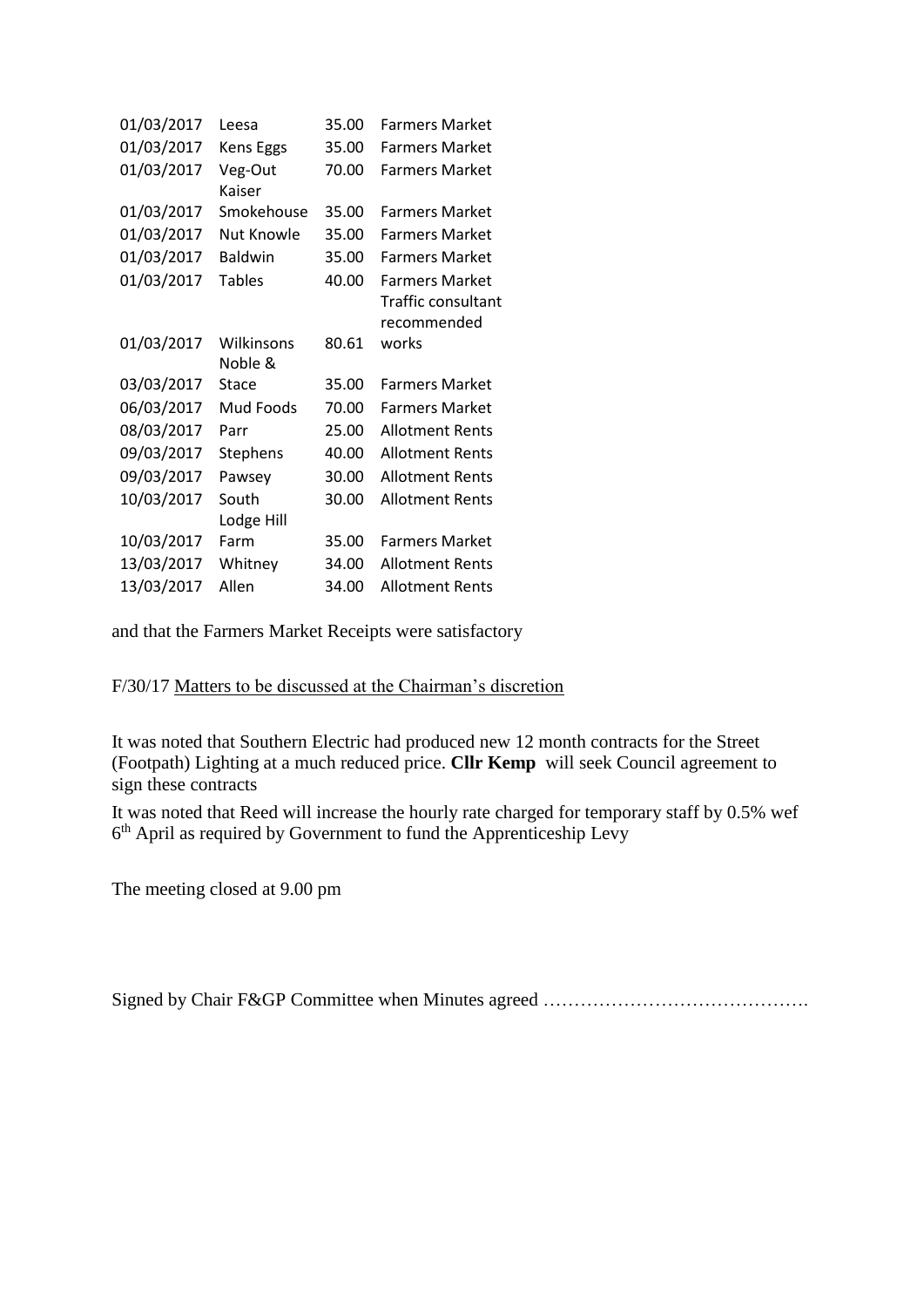| | | | |
|---|---|---|---|
| 01/03/2017 | Leesa | 35.00 | Farmers Market |
| 01/03/2017 | Kens Eggs | 35.00 | Farmers Market |
| 01/03/2017 | Veg-Out | 70.00 | Farmers Market |
| 01/03/2017 | Kaiser Smokehouse | 35.00 | Farmers Market |
| 01/03/2017 | Nut Knowle | 35.00 | Farmers Market |
| 01/03/2017 | Baldwin | 35.00 | Farmers Market |
| 01/03/2017 | Tables | 40.00 | Farmers Market |
| 01/03/2017 | Wilkinsons | 80.61 | Traffic consultant recommended works |
| 03/03/2017 | Noble & Stace | 35.00 | Farmers Market |
| 06/03/2017 | Mud Foods | 70.00 | Farmers Market |
| 08/03/2017 | Parr | 25.00 | Allotment Rents |
| 09/03/2017 | Stephens | 40.00 | Allotment Rents |
| 09/03/2017 | Pawsey | 30.00 | Allotment Rents |
| 10/03/2017 | South | 30.00 | Allotment Rents |
| 10/03/2017 | Lodge Hill Farm | 35.00 | Farmers Market |
| 13/03/2017 | Whitney | 34.00 | Allotment Rents |
| 13/03/2017 | Allen | 34.00 | Allotment Rents |

and that the Farmers Market Receipts were satisfactory

F/30/17 Matters to be discussed at the Chairman's discretion

It was noted that Southern Electric had produced new 12 month contracts for the Street (Footpath) Lighting at a much reduced price. **Cllr Kemp** will seek Council agreement to sign these contracts

It was noted that Reed will increase the hourly rate charged for temporary staff by 0.5% wef 6th April as required by Government to fund the Apprenticeship Levy

The meeting closed at 9.00 pm

Signed by Chair F&GP Committee when Minutes agreed …………………………………….